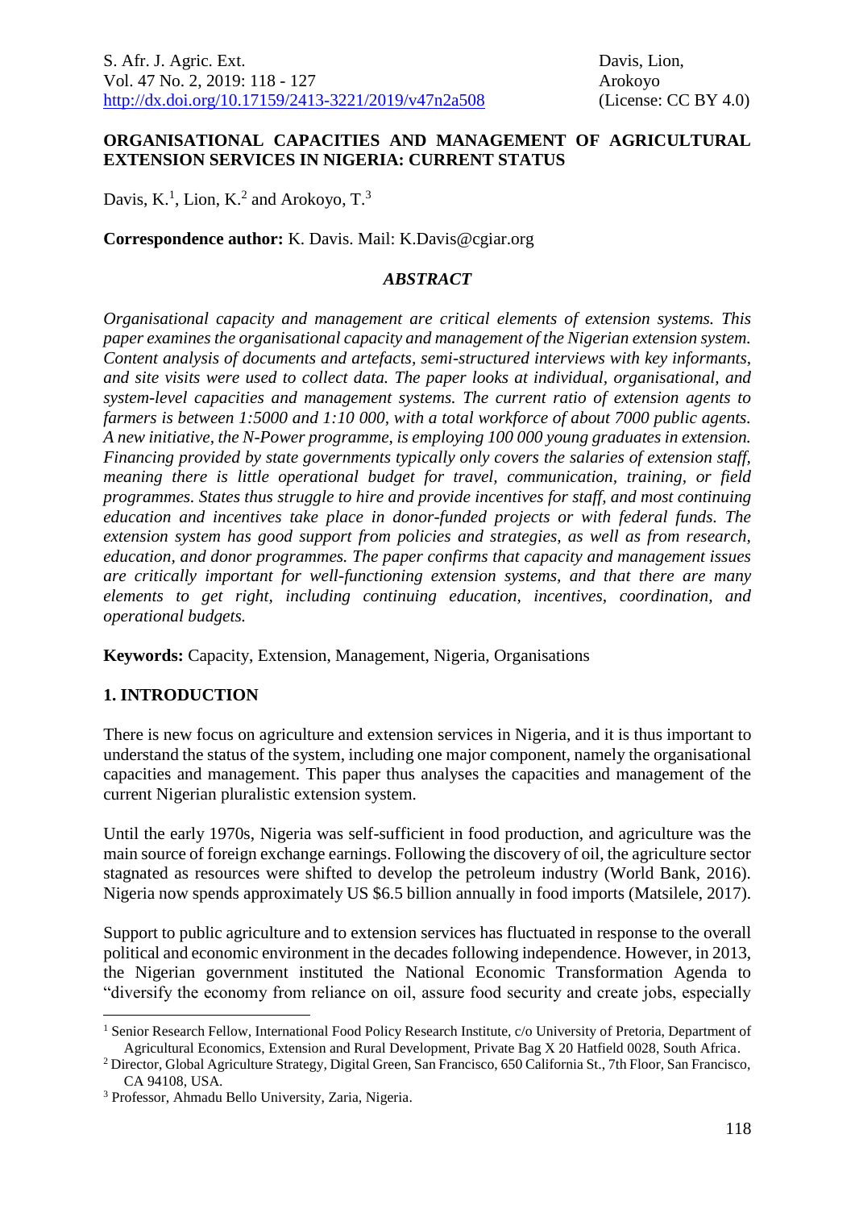# ORGANISATIONAL CAPACITIES AND MANAGEMENT OF AGRICULTURAL EXTENSION SERVICES IN NIGERIA: CURRENT STATUS

Davis, K.[1], Lion, K.[2] and Arokoyo, T.[3]

**Correspondence author:** K. Davis. Mail: K.Davis@cgiar.org

## *ABSTRACT*

*Organisational capacity and management are critical elements of extension systems. This paper examines the organisational capacity and management of the Nigerian extension system. Content analysis of documents and artefacts, semi-structured interviews with key informants, and site visits were used to collect data. The paper looks at individual, organisational, and system-level capacities and management systems. The current ratio of extension agents to farmers is between 1:5000 and 1:10 000, with a total workforce of about 7000 public agents. A new initiative, the N-Power programme, is employing 100 000 young graduates in extension. Financing provided by state governments typically only covers the salaries of extension staff, meaning there is little operational budget for travel, communication, training, or field programmes. States thus struggle to hire and provide incentives for staff, and most continuing education and incentives take place in donor-funded projects or with federal funds. The extension system has good support from policies and strategies, as well as from research, education, and donor programmes. The paper confirms that capacity and management issues are critically important for well-functioning extension systems, and that there are many elements to get right, including continuing education, incentives, coordination, and operational budgets.*

**Keywords:** Capacity, Extension, Management, Nigeria, Organisations

## 1. INTRODUCTION

There is new focus on agriculture and extension services in Nigeria, and it is thus important to understand the status of the system, including one major component, namely the organisational capacities and management. This paper thus analyses the capacities and management of the current Nigerian pluralistic extension system.

Until the early 1970s, Nigeria was self-sufficient in food production, and agriculture was the main source of foreign exchange earnings. Following the discovery of oil, the agriculture sector stagnated as resources were shifted to develop the petroleum industry (World Bank, 2016). Nigeria now spends approximately US $6.5 billion annually in food imports (Matsilele, 2017).

Support to public agriculture and to extension services has fluctuated in response to the overall political and economic environment in the decades following independence. However, in 2013, the Nigerian government instituted the National Economic Transformation Agenda to "diversify the economy from reliance on oil, assure food security and create jobs, especially

---

[1] Senior Research Fellow, International Food Policy Research Institute, c/o University of Pretoria, Department of Agricultural Economics, Extension and Rural Development, Private Bag X 20 Hatfield 0028, South Africa.

[2] Director, Global Agriculture Strategy, Digital Green, San Francisco, 650 California St., 7th Floor, San Francisco, CA 94108, USA.

[3] Professor, Ahmadu Bello University, Zaria, Nigeria.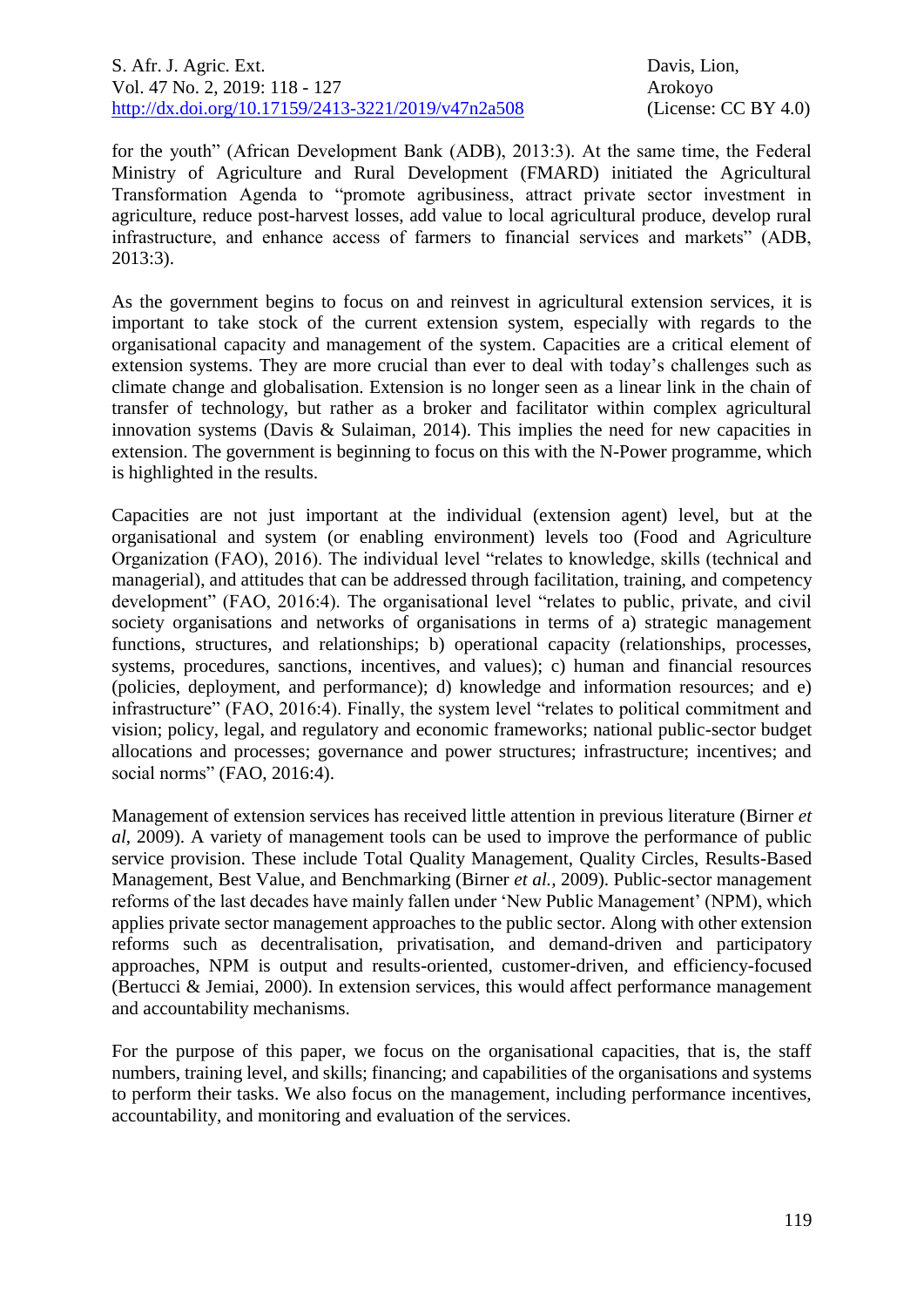for the youth" (African Development Bank (ADB), 2013:3). At the same time, the Federal Ministry of Agriculture and Rural Development (FMARD) initiated the Agricultural Transformation Agenda to "promote agribusiness, attract private sector investment in agriculture, reduce post-harvest losses, add value to local agricultural produce, develop rural infrastructure, and enhance access of farmers to financial services and markets" (ADB, 2013:3).

As the government begins to focus on and reinvest in agricultural extension services, it is important to take stock of the current extension system, especially with regards to the organisational capacity and management of the system. Capacities are a critical element of extension systems. They are more crucial than ever to deal with today's challenges such as climate change and globalisation. Extension is no longer seen as a linear link in the chain of transfer of technology, but rather as a broker and facilitator within complex agricultural innovation systems (Davis & Sulaiman, 2014). This implies the need for new capacities in extension. The government is beginning to focus on this with the N-Power programme, which is highlighted in the results.

Capacities are not just important at the individual (extension agent) level, but at the organisational and system (or enabling environment) levels too (Food and Agriculture Organization (FAO), 2016). The individual level "relates to knowledge, skills (technical and managerial), and attitudes that can be addressed through facilitation, training, and competency development" (FAO, 2016:4). The organisational level "relates to public, private, and civil society organisations and networks of organisations in terms of a) strategic management functions, structures, and relationships; b) operational capacity (relationships, processes, systems, procedures, sanctions, incentives, and values); c) human and financial resources (policies, deployment, and performance); d) knowledge and information resources; and e) infrastructure" (FAO, 2016:4). Finally, the system level "relates to political commitment and vision; policy, legal, and regulatory and economic frameworks; national public-sector budget allocations and processes; governance and power structures; infrastructure; incentives; and social norms" (FAO, 2016:4).

Management of extension services has received little attention in previous literature (Birner *et al*, 2009). A variety of management tools can be used to improve the performance of public service provision. These include Total Quality Management, Quality Circles, Results-Based Management, Best Value, and Benchmarking (Birner *et al.,* 2009). Public-sector management reforms of the last decades have mainly fallen under 'New Public Management' (NPM), which applies private sector management approaches to the public sector. Along with other extension reforms such as decentralisation, privatisation, and demand-driven and participatory approaches, NPM is output and results-oriented, customer-driven, and efficiency-focused (Bertucci & Jemiai, 2000). In extension services, this would affect performance management and accountability mechanisms.

For the purpose of this paper, we focus on the organisational capacities, that is, the staff numbers, training level, and skills; financing; and capabilities of the organisations and systems to perform their tasks. We also focus on the management, including performance incentives, accountability, and monitoring and evaluation of the services.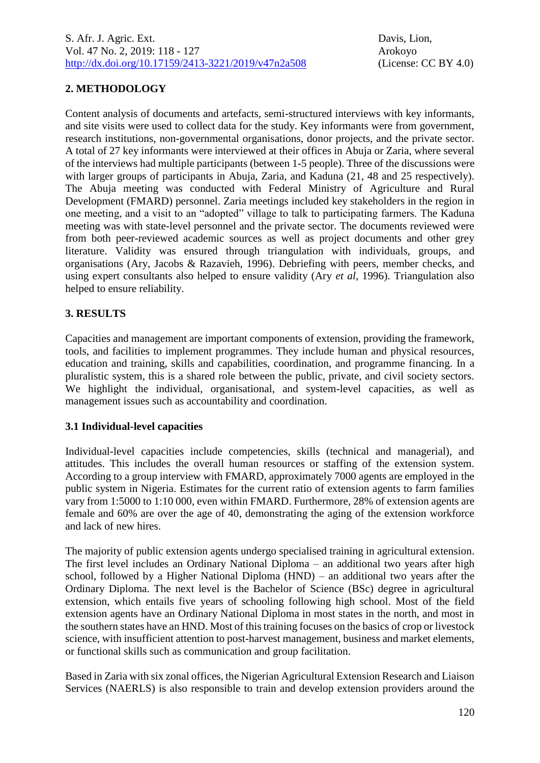## 2. METHODOLOGY

Content analysis of documents and artefacts, semi-structured interviews with key informants, and site visits were used to collect data for the study. Key informants were from government, research institutions, non-governmental organisations, donor projects, and the private sector. A total of 27 key informants were interviewed at their offices in Abuja or Zaria, where several of the interviews had multiple participants (between 1-5 people). Three of the discussions were with larger groups of participants in Abuja, Zaria, and Kaduna (21, 48 and 25 respectively). The Abuja meeting was conducted with Federal Ministry of Agriculture and Rural Development (FMARD) personnel. Zaria meetings included key stakeholders in the region in one meeting, and a visit to an "adopted" village to talk to participating farmers. The Kaduna meeting was with state-level personnel and the private sector. The documents reviewed were from both peer-reviewed academic sources as well as project documents and other grey literature. Validity was ensured through triangulation with individuals, groups, and organisations (Ary, Jacobs & Razavieh, 1996). Debriefing with peers, member checks, and using expert consultants also helped to ensure validity (Ary *et al*, 1996). Triangulation also helped to ensure reliability.

## 3. RESULTS

Capacities and management are important components of extension, providing the framework, tools, and facilities to implement programmes. They include human and physical resources, education and training, skills and capabilities, coordination, and programme financing. In a pluralistic system, this is a shared role between the public, private, and civil society sectors. We highlight the individual, organisational, and system-level capacities, as well as management issues such as accountability and coordination.

### 3.1 Individual-level capacities

Individual-level capacities include competencies, skills (technical and managerial), and attitudes. This includes the overall human resources or staffing of the extension system. According to a group interview with FMARD, approximately 7000 agents are employed in the public system in Nigeria. Estimates for the current ratio of extension agents to farm families vary from 1:5000 to 1:10 000, even within FMARD. Furthermore, 28% of extension agents are female and 60% are over the age of 40, demonstrating the aging of the extension workforce and lack of new hires.

The majority of public extension agents undergo specialised training in agricultural extension. The first level includes an Ordinary National Diploma – an additional two years after high school, followed by a Higher National Diploma (HND) – an additional two years after the Ordinary Diploma. The next level is the Bachelor of Science (BSc) degree in agricultural extension, which entails five years of schooling following high school. Most of the field extension agents have an Ordinary National Diploma in most states in the north, and most in the southern states have an HND. Most of this training focuses on the basics of crop or livestock science, with insufficient attention to post-harvest management, business and market elements, or functional skills such as communication and group facilitation.

Based in Zaria with six zonal offices, the Nigerian Agricultural Extension Research and Liaison Services (NAERLS) is also responsible to train and develop extension providers around the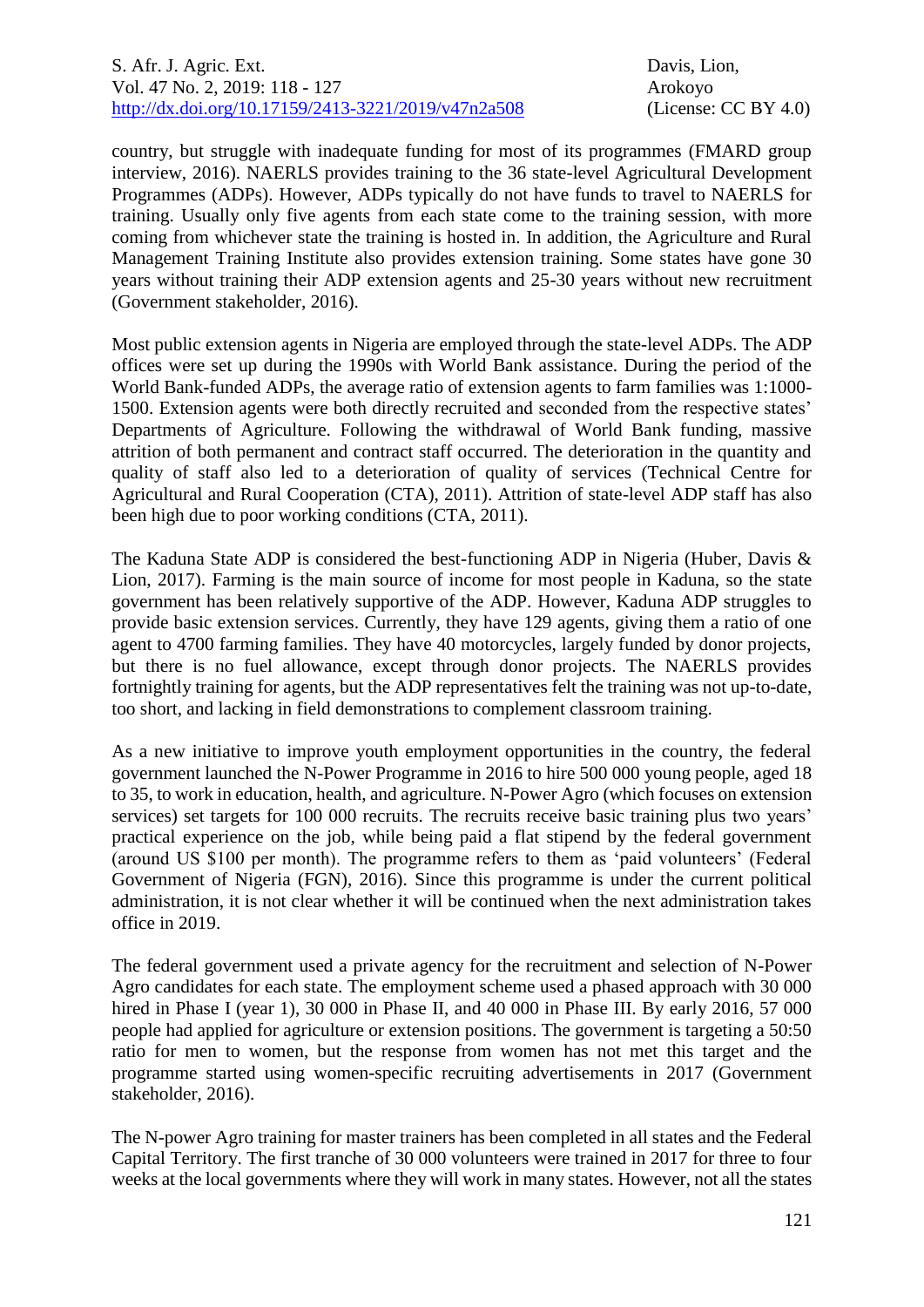country, but struggle with inadequate funding for most of its programmes (FMARD group interview, 2016). NAERLS provides training to the 36 state-level Agricultural Development Programmes (ADPs). However, ADPs typically do not have funds to travel to NAERLS for training. Usually only five agents from each state come to the training session, with more coming from whichever state the training is hosted in. In addition, the Agriculture and Rural Management Training Institute also provides extension training. Some states have gone 30 years without training their ADP extension agents and 25-30 years without new recruitment (Government stakeholder, 2016).

Most public extension agents in Nigeria are employed through the state-level ADPs. The ADP offices were set up during the 1990s with World Bank assistance. During the period of the World Bank-funded ADPs, the average ratio of extension agents to farm families was 1:1000-1500. Extension agents were both directly recruited and seconded from the respective states' Departments of Agriculture. Following the withdrawal of World Bank funding, massive attrition of both permanent and contract staff occurred. The deterioration in the quantity and quality of staff also led to a deterioration of quality of services (Technical Centre for Agricultural and Rural Cooperation (CTA), 2011). Attrition of state-level ADP staff has also been high due to poor working conditions (CTA, 2011).

The Kaduna State ADP is considered the best-functioning ADP in Nigeria (Huber, Davis & Lion, 2017). Farming is the main source of income for most people in Kaduna, so the state government has been relatively supportive of the ADP. However, Kaduna ADP struggles to provide basic extension services. Currently, they have 129 agents, giving them a ratio of one agent to 4700 farming families. They have 40 motorcycles, largely funded by donor projects, but there is no fuel allowance, except through donor projects. The NAERLS provides fortnightly training for agents, but the ADP representatives felt the training was not up-to-date, too short, and lacking in field demonstrations to complement classroom training.

As a new initiative to improve youth employment opportunities in the country, the federal government launched the N-Power Programme in 2016 to hire 500 000 young people, aged 18 to 35, to work in education, health, and agriculture. N-Power Agro (which focuses on extension services) set targets for 100 000 recruits. The recruits receive basic training plus two years' practical experience on the job, while being paid a flat stipend by the federal government (around US $100 per month). The programme refers to them as 'paid volunteers' (Federal Government of Nigeria (FGN), 2016). Since this programme is under the current political administration, it is not clear whether it will be continued when the next administration takes office in 2019.

The federal government used a private agency for the recruitment and selection of N-Power Agro candidates for each state. The employment scheme used a phased approach with 30 000 hired in Phase I (year 1), 30 000 in Phase II, and 40 000 in Phase III. By early 2016, 57 000 people had applied for agriculture or extension positions. The government is targeting a 50:50 ratio for men to women, but the response from women has not met this target and the programme started using women-specific recruiting advertisements in 2017 (Government stakeholder, 2016).

The N-power Agro training for master trainers has been completed in all states and the Federal Capital Territory. The first tranche of 30 000 volunteers were trained in 2017 for three to four weeks at the local governments where they will work in many states. However, not all the states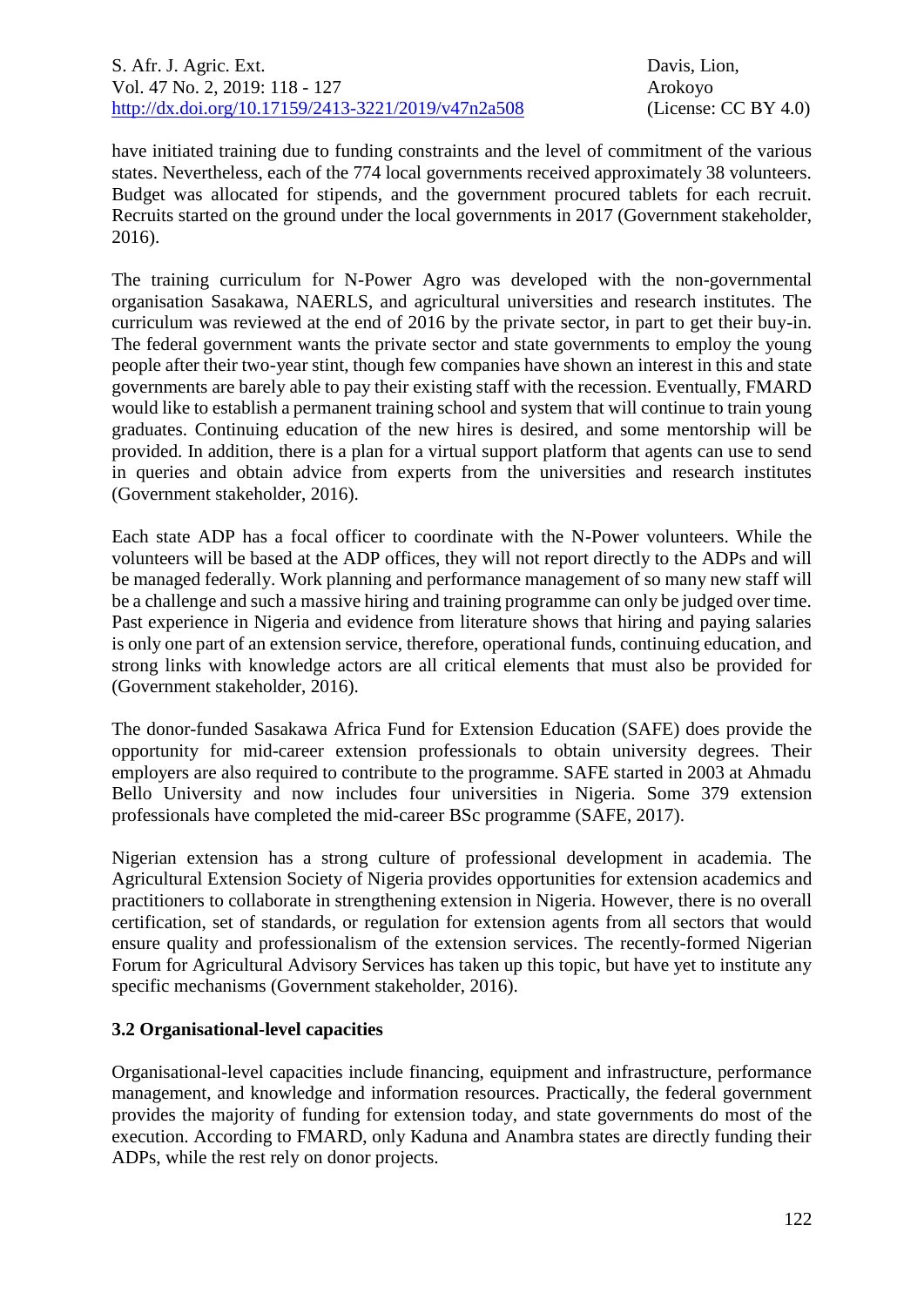have initiated training due to funding constraints and the level of commitment of the various states. Nevertheless, each of the 774 local governments received approximately 38 volunteers. Budget was allocated for stipends, and the government procured tablets for each recruit. Recruits started on the ground under the local governments in 2017 (Government stakeholder, 2016).

The training curriculum for N-Power Agro was developed with the non-governmental organisation Sasakawa, NAERLS, and agricultural universities and research institutes. The curriculum was reviewed at the end of 2016 by the private sector, in part to get their buy-in. The federal government wants the private sector and state governments to employ the young people after their two-year stint, though few companies have shown an interest in this and state governments are barely able to pay their existing staff with the recession. Eventually, FMARD would like to establish a permanent training school and system that will continue to train young graduates. Continuing education of the new hires is desired, and some mentorship will be provided. In addition, there is a plan for a virtual support platform that agents can use to send in queries and obtain advice from experts from the universities and research institutes (Government stakeholder, 2016).

Each state ADP has a focal officer to coordinate with the N-Power volunteers. While the volunteers will be based at the ADP offices, they will not report directly to the ADPs and will be managed federally. Work planning and performance management of so many new staff will be a challenge and such a massive hiring and training programme can only be judged over time. Past experience in Nigeria and evidence from literature shows that hiring and paying salaries is only one part of an extension service, therefore, operational funds, continuing education, and strong links with knowledge actors are all critical elements that must also be provided for (Government stakeholder, 2016).

The donor-funded Sasakawa Africa Fund for Extension Education (SAFE) does provide the opportunity for mid-career extension professionals to obtain university degrees. Their employers are also required to contribute to the programme. SAFE started in 2003 at Ahmadu Bello University and now includes four universities in Nigeria. Some 379 extension professionals have completed the mid-career BSc programme (SAFE, 2017).

Nigerian extension has a strong culture of professional development in academia. The Agricultural Extension Society of Nigeria provides opportunities for extension academics and practitioners to collaborate in strengthening extension in Nigeria. However, there is no overall certification, set of standards, or regulation for extension agents from all sectors that would ensure quality and professionalism of the extension services. The recently-formed Nigerian Forum for Agricultural Advisory Services has taken up this topic, but have yet to institute any specific mechanisms (Government stakeholder, 2016).

### 3.2 Organisational-level capacities

Organisational-level capacities include financing, equipment and infrastructure, performance management, and knowledge and information resources. Practically, the federal government provides the majority of funding for extension today, and state governments do most of the execution. According to FMARD, only Kaduna and Anambra states are directly funding their ADPs, while the rest rely on donor projects.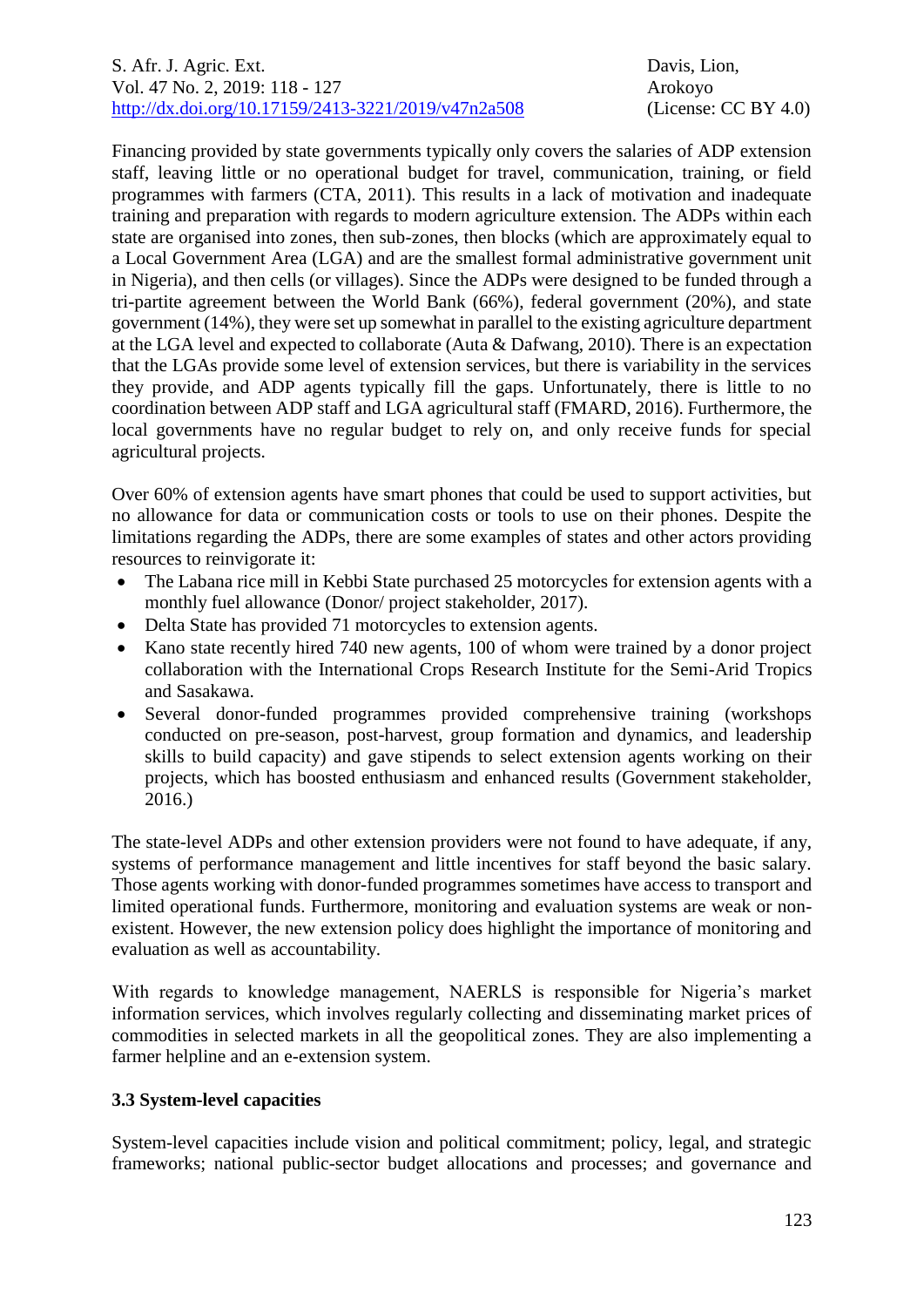Financing provided by state governments typically only covers the salaries of ADP extension staff, leaving little or no operational budget for travel, communication, training, or field programmes with farmers (CTA, 2011). This results in a lack of motivation and inadequate training and preparation with regards to modern agriculture extension. The ADPs within each state are organised into zones, then sub-zones, then blocks (which are approximately equal to a Local Government Area (LGA) and are the smallest formal administrative government unit in Nigeria), and then cells (or villages). Since the ADPs were designed to be funded through a tri-partite agreement between the World Bank (66%), federal government (20%), and state government (14%), they were set up somewhat in parallel to the existing agriculture department at the LGA level and expected to collaborate (Auta & Dafwang, 2010). There is an expectation that the LGAs provide some level of extension services, but there is variability in the services they provide, and ADP agents typically fill the gaps. Unfortunately, there is little to no coordination between ADP staff and LGA agricultural staff (FMARD, 2016). Furthermore, the local governments have no regular budget to rely on, and only receive funds for special agricultural projects.

Over 60% of extension agents have smart phones that could be used to support activities, but no allowance for data or communication costs or tools to use on their phones. Despite the limitations regarding the ADPs, there are some examples of states and other actors providing resources to reinvigorate it:

- The Labana rice mill in Kebbi State purchased 25 motorcycles for extension agents with a monthly fuel allowance (Donor/ project stakeholder, 2017).
- Delta State has provided 71 motorcycles to extension agents.
- Kano state recently hired 740 new agents, 100 of whom were trained by a donor project collaboration with the International Crops Research Institute for the Semi-Arid Tropics and Sasakawa.
- Several donor-funded programmes provided comprehensive training (workshops conducted on pre-season, post-harvest, group formation and dynamics, and leadership skills to build capacity) and gave stipends to select extension agents working on their projects, which has boosted enthusiasm and enhanced results (Government stakeholder, 2016.)

The state-level ADPs and other extension providers were not found to have adequate, if any, systems of performance management and little incentives for staff beyond the basic salary. Those agents working with donor-funded programmes sometimes have access to transport and limited operational funds. Furthermore, monitoring and evaluation systems are weak or non-existent. However, the new extension policy does highlight the importance of monitoring and evaluation as well as accountability.

With regards to knowledge management, NAERLS is responsible for Nigeria's market information services, which involves regularly collecting and disseminating market prices of commodities in selected markets in all the geopolitical zones. They are also implementing a farmer helpline and an e-extension system.

### 3.3 System-level capacities

System-level capacities include vision and political commitment; policy, legal, and strategic frameworks; national public-sector budget allocations and processes; and governance and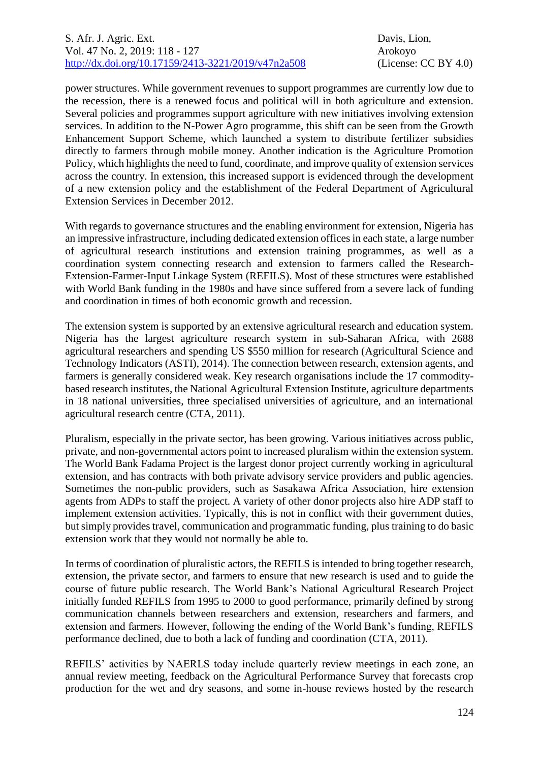power structures. While government revenues to support programmes are currently low due to the recession, there is a renewed focus and political will in both agriculture and extension. Several policies and programmes support agriculture with new initiatives involving extension services. In addition to the N-Power Agro programme, this shift can be seen from the Growth Enhancement Support Scheme, which launched a system to distribute fertilizer subsidies directly to farmers through mobile money. Another indication is the Agriculture Promotion Policy, which highlights the need to fund, coordinate, and improve quality of extension services across the country. In extension, this increased support is evidenced through the development of a new extension policy and the establishment of the Federal Department of Agricultural Extension Services in December 2012.

With regards to governance structures and the enabling environment for extension, Nigeria has an impressive infrastructure, including dedicated extension offices in each state, a large number of agricultural research institutions and extension training programmes, as well as a coordination system connecting research and extension to farmers called the Research-Extension-Farmer-Input Linkage System (REFILS). Most of these structures were established with World Bank funding in the 1980s and have since suffered from a severe lack of funding and coordination in times of both economic growth and recession.

The extension system is supported by an extensive agricultural research and education system. Nigeria has the largest agriculture research system in sub-Saharan Africa, with 2688 agricultural researchers and spending US $550 million for research (Agricultural Science and Technology Indicators (ASTI), 2014). The connection between research, extension agents, and farmers is generally considered weak. Key research organisations include the 17 commodity-based research institutes, the National Agricultural Extension Institute, agriculture departments in 18 national universities, three specialised universities of agriculture, and an international agricultural research centre (CTA, 2011).

Pluralism, especially in the private sector, has been growing. Various initiatives across public, private, and non-governmental actors point to increased pluralism within the extension system. The World Bank Fadama Project is the largest donor project currently working in agricultural extension, and has contracts with both private advisory service providers and public agencies. Sometimes the non-public providers, such as Sasakawa Africa Association, hire extension agents from ADPs to staff the project. A variety of other donor projects also hire ADP staff to implement extension activities. Typically, this is not in conflict with their government duties, but simply provides travel, communication and programmatic funding, plus training to do basic extension work that they would not normally be able to.

In terms of coordination of pluralistic actors, the REFILS is intended to bring together research, extension, the private sector, and farmers to ensure that new research is used and to guide the course of future public research. The World Bank's National Agricultural Research Project initially funded REFILS from 1995 to 2000 to good performance, primarily defined by strong communication channels between researchers and extension, researchers and farmers, and extension and farmers. However, following the ending of the World Bank's funding, REFILS performance declined, due to both a lack of funding and coordination (CTA, 2011).

REFILS' activities by NAERLS today include quarterly review meetings in each zone, an annual review meeting, feedback on the Agricultural Performance Survey that forecasts crop production for the wet and dry seasons, and some in-house reviews hosted by the research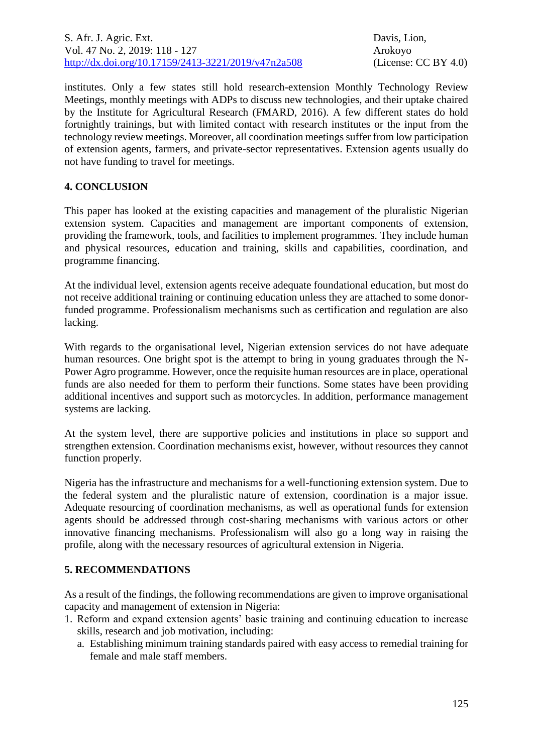institutes. Only a few states still hold research-extension Monthly Technology Review Meetings, monthly meetings with ADPs to discuss new technologies, and their uptake chaired by the Institute for Agricultural Research (FMARD, 2016). A few different states do hold fortnightly trainings, but with limited contact with research institutes or the input from the technology review meetings. Moreover, all coordination meetings suffer from low participation of extension agents, farmers, and private-sector representatives. Extension agents usually do not have funding to travel for meetings.

## 4. CONCLUSION

This paper has looked at the existing capacities and management of the pluralistic Nigerian extension system. Capacities and management are important components of extension, providing the framework, tools, and facilities to implement programmes. They include human and physical resources, education and training, skills and capabilities, coordination, and programme financing.

At the individual level, extension agents receive adequate foundational education, but most do not receive additional training or continuing education unless they are attached to some donor-funded programme. Professionalism mechanisms such as certification and regulation are also lacking.

With regards to the organisational level, Nigerian extension services do not have adequate human resources. One bright spot is the attempt to bring in young graduates through the N-Power Agro programme. However, once the requisite human resources are in place, operational funds are also needed for them to perform their functions. Some states have been providing additional incentives and support such as motorcycles. In addition, performance management systems are lacking.

At the system level, there are supportive policies and institutions in place so support and strengthen extension. Coordination mechanisms exist, however, without resources they cannot function properly.

Nigeria has the infrastructure and mechanisms for a well-functioning extension system. Due to the federal system and the pluralistic nature of extension, coordination is a major issue. Adequate resourcing of coordination mechanisms, as well as operational funds for extension agents should be addressed through cost-sharing mechanisms with various actors or other innovative financing mechanisms. Professionalism will also go a long way in raising the profile, along with the necessary resources of agricultural extension in Nigeria.

## 5. RECOMMENDATIONS

As a result of the findings, the following recommendations are given to improve organisational capacity and management of extension in Nigeria:

1. Reform and expand extension agents' basic training and continuing education to increase skills, research and job motivation, including:
   a. Establishing minimum training standards paired with easy access to remedial training for female and male staff members.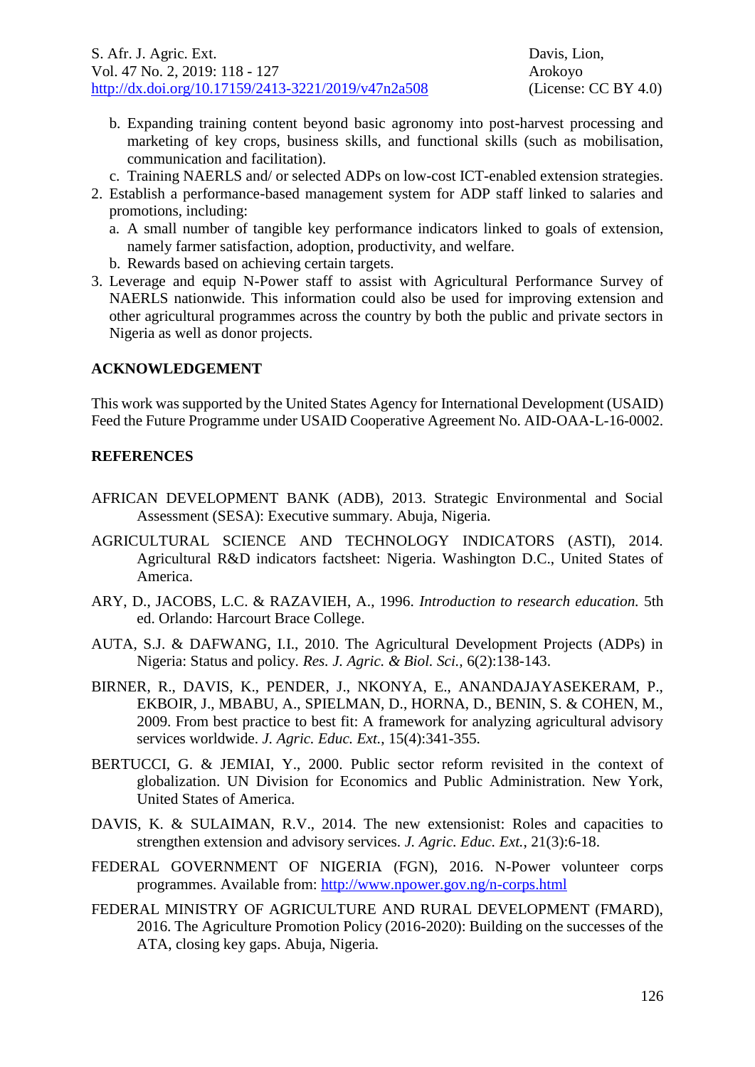b. Expanding training content beyond basic agronomy into post-harvest processing and marketing of key crops, business skills, and functional skills (such as mobilisation, communication and facilitation).
   c. Training NAERLS and/ or selected ADPs on low-cost ICT-enabled extension strategies.
2. Establish a performance-based management system for ADP staff linked to salaries and promotions, including:
   a. A small number of tangible key performance indicators linked to goals of extension, namely farmer satisfaction, adoption, productivity, and welfare.
   b. Rewards based on achieving certain targets.
3. Leverage and equip N-Power staff to assist with Agricultural Performance Survey of NAERLS nationwide. This information could also be used for improving extension and other agricultural programmes across the country by both the public and private sectors in Nigeria as well as donor projects.

## ACKNOWLEDGEMENT

This work was supported by the United States Agency for International Development (USAID) Feed the Future Programme under USAID Cooperative Agreement No. AID-OAA-L-16-0002.

## REFERENCES

AFRICAN DEVELOPMENT BANK (ADB), 2013. Strategic Environmental and Social Assessment (SESA): Executive summary. Abuja, Nigeria.

AGRICULTURAL SCIENCE AND TECHNOLOGY INDICATORS (ASTI), 2014. Agricultural R&D indicators factsheet: Nigeria. Washington D.C., United States of America.

ARY, D., JACOBS, L.C. & RAZAVIEH, A., 1996. *Introduction to research education.* 5th ed. Orlando: Harcourt Brace College.

AUTA, S.J. & DAFWANG, I.I., 2010. The Agricultural Development Projects (ADPs) in Nigeria: Status and policy. *Res. J. Agric. & Biol. Sci.*, 6(2):138-143.

BIRNER, R., DAVIS, K., PENDER, J., NKONYA, E., ANANDAJAYASEKERAM, P., EKBOIR, J., MBABU, A., SPIELMAN, D., HORNA, D., BENIN, S. & COHEN, M., 2009. From best practice to best fit: A framework for analyzing agricultural advisory services worldwide. *J. Agric. Educ. Ext.*, 15(4):341-355.

BERTUCCI, G. & JEMIAI, Y., 2000. Public sector reform revisited in the context of globalization. UN Division for Economics and Public Administration. New York, United States of America.

DAVIS, K. & SULAIMAN, R.V., 2014. The new extensionist: Roles and capacities to strengthen extension and advisory services. *J. Agric. Educ. Ext.*, 21(3):6-18.

FEDERAL GOVERNMENT OF NIGERIA (FGN), 2016. N-Power volunteer corps programmes. Available from: http://www.npower.gov.ng/n-corps.html

FEDERAL MINISTRY OF AGRICULTURE AND RURAL DEVELOPMENT (FMARD), 2016. The Agriculture Promotion Policy (2016-2020): Building on the successes of the ATA, closing key gaps. Abuja, Nigeria.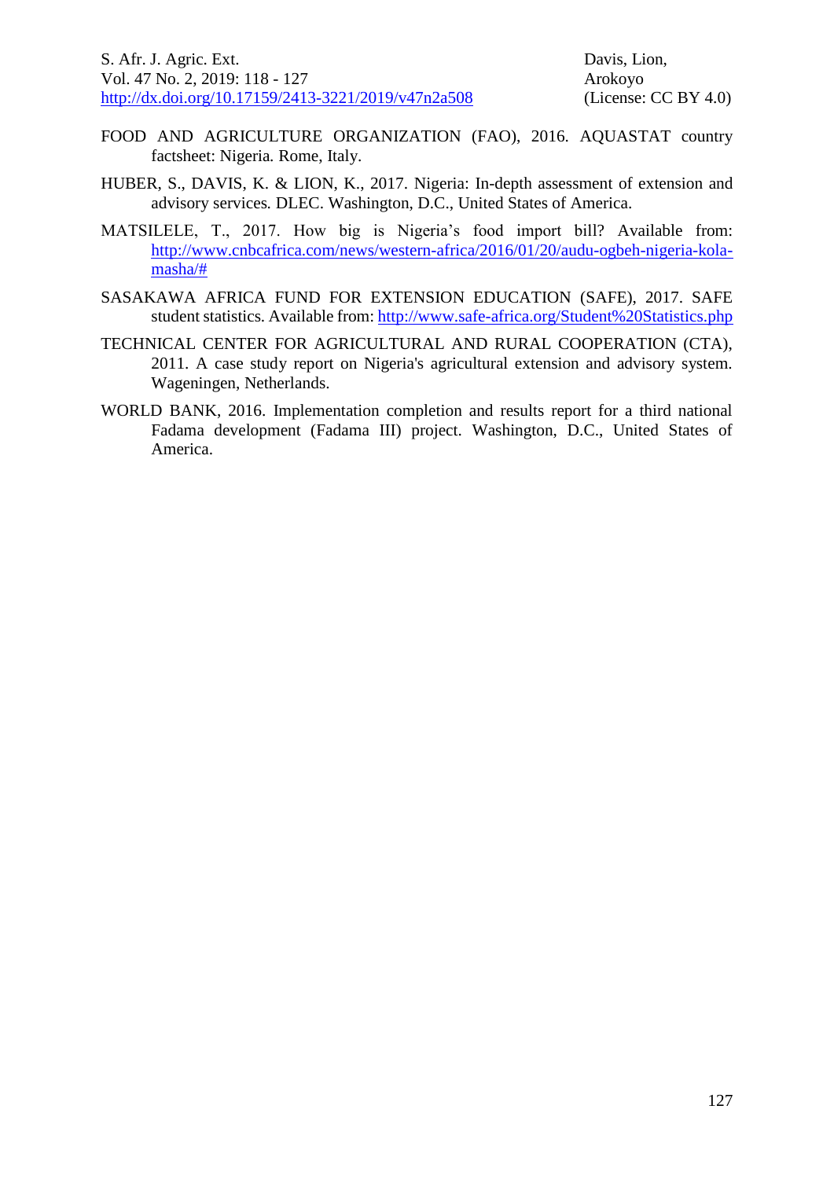FOOD AND AGRICULTURE ORGANIZATION (FAO), 2016. AQUASTAT country factsheet: Nigeria. Rome, Italy.

HUBER, S., DAVIS, K. & LION, K., 2017. Nigeria: In-depth assessment of extension and advisory services. DLEC. Washington, D.C., United States of America.

MATSILELE, T., 2017. How big is Nigeria's food import bill? Available from: http://www.cnbcafrica.com/news/western-africa/2016/01/20/audu-ogbeh-nigeria-kola-masha/#

SASAKAWA AFRICA FUND FOR EXTENSION EDUCATION (SAFE), 2017. SAFE student statistics. Available from: http://www.safe-africa.org/Student%20Statistics.php

TECHNICAL CENTER FOR AGRICULTURAL AND RURAL COOPERATION (CTA), 2011. A case study report on Nigeria's agricultural extension and advisory system. Wageningen, Netherlands.

WORLD BANK, 2016. Implementation completion and results report for a third national Fadama development (Fadama III) project. Washington, D.C., United States of America.